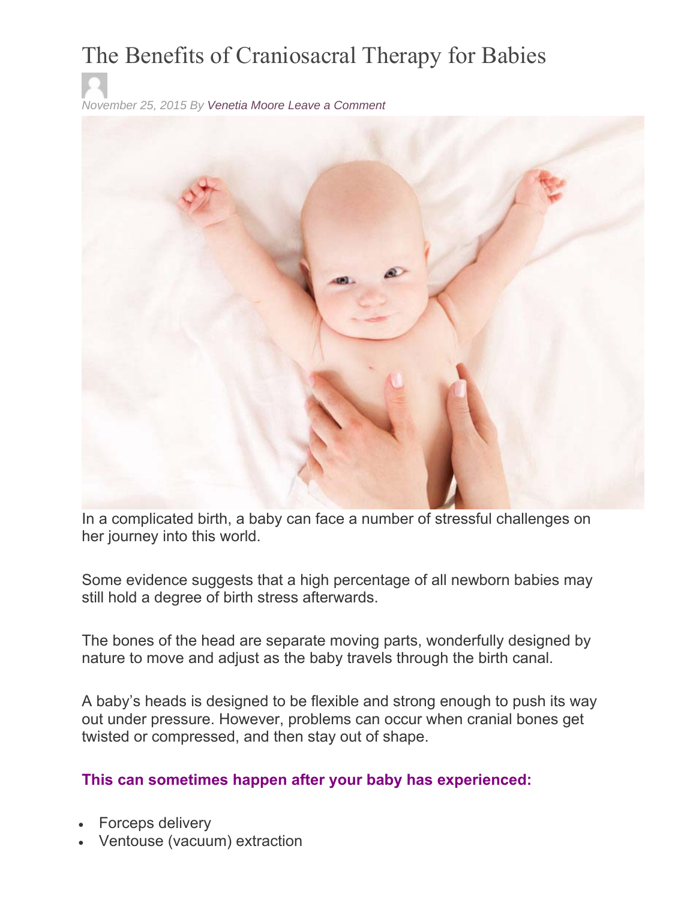# The Benefits of Craniosacral Therapy for Babies

*November 25, 2015 By Venetia Moore Leave a Comment*

In a complicated birth, a baby can face a number of stressful challenges on her journey into this world.

Some evidence suggests that a high percentage of all newborn babies may still hold a degree of birth stress afterwards.

The bones of the head are separate moving parts, wonderfully designed by nature to move and adjust as the baby travels through the birth canal.

A baby's heads is designed to be flexible and strong enough to push its way out under pressure. However, problems can occur when cranial bones get twisted or compressed, and then stay out of shape.

### This can sometimes happen after your baby has experienced:

- Forceps delivery
- Ventouse (vacuum) extraction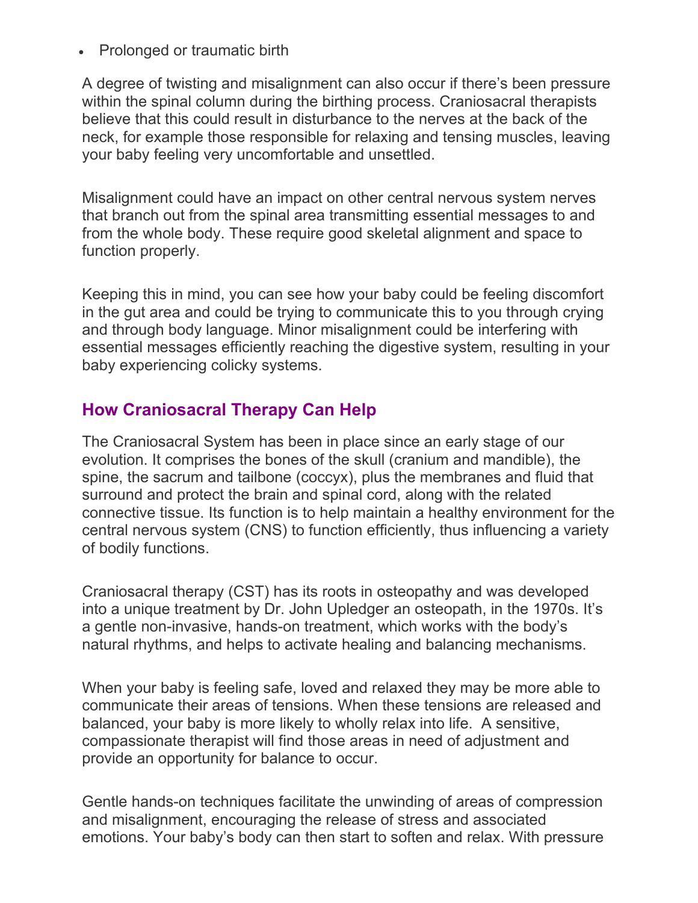- Prolonged or traumatic birth

A degree of twisting and misalignment can also occur if there's been pressure within the spinal column during the birthing process. Craniosacral therapists believe that this could result in disturbance to the nerves at the back of the neck, for example those responsible for relaxing and tensing muscles, leaving your baby feeling very uncomfortable and unsettled.

Misalignment could have an impact on other central nervous system nerves that branch out from the spinal area transmitting essential messages to and from the whole body. These require good skeletal alignment and space to function properly.

Keeping this in mind, you can see how your baby could be feeling discomfort in the gut area and could be trying to communicate this to you through crying and through body language. Minor misalignment could be interfering with essential messages efficiently reaching the digestive system, resulting in your baby experiencing colicky systems.

## How Craniosacral Therapy Can Help

The Craniosacral System has been in place since an early stage of our evolution. It comprises the bones of the skull (cranium and mandible), the spine, the sacrum and tailbone (coccyx), plus the membranes and fluid that surround and protect the brain and spinal cord, along with the related connective tissue. Its function is to help maintain a healthy environment for the central nervous system (CNS) to function efficiently, thus influencing a variety of bodily functions.

Craniosacral therapy (CST) has its roots in osteopathy and was developed into a unique treatment by Dr. John Upledger an osteopath, in the 1970s. It's a gentle non-invasive, hands-on treatment, which works with the body's natural rhythms, and helps to activate healing and balancing mechanisms.

When your baby is feeling safe, loved and relaxed they may be more able to communicate their areas of tensions. When these tensions are released and balanced, your baby is more likely to wholly relax into life. A sensitive, compassionate therapist will find those areas in need of adjustment and provide an opportunity for balance to occur.

Gentle hands-on techniques facilitate the unwinding of areas of compression and misalignment, encouraging the release of stress and associated emotions. Your baby's body can then start to soften and relax. With pressure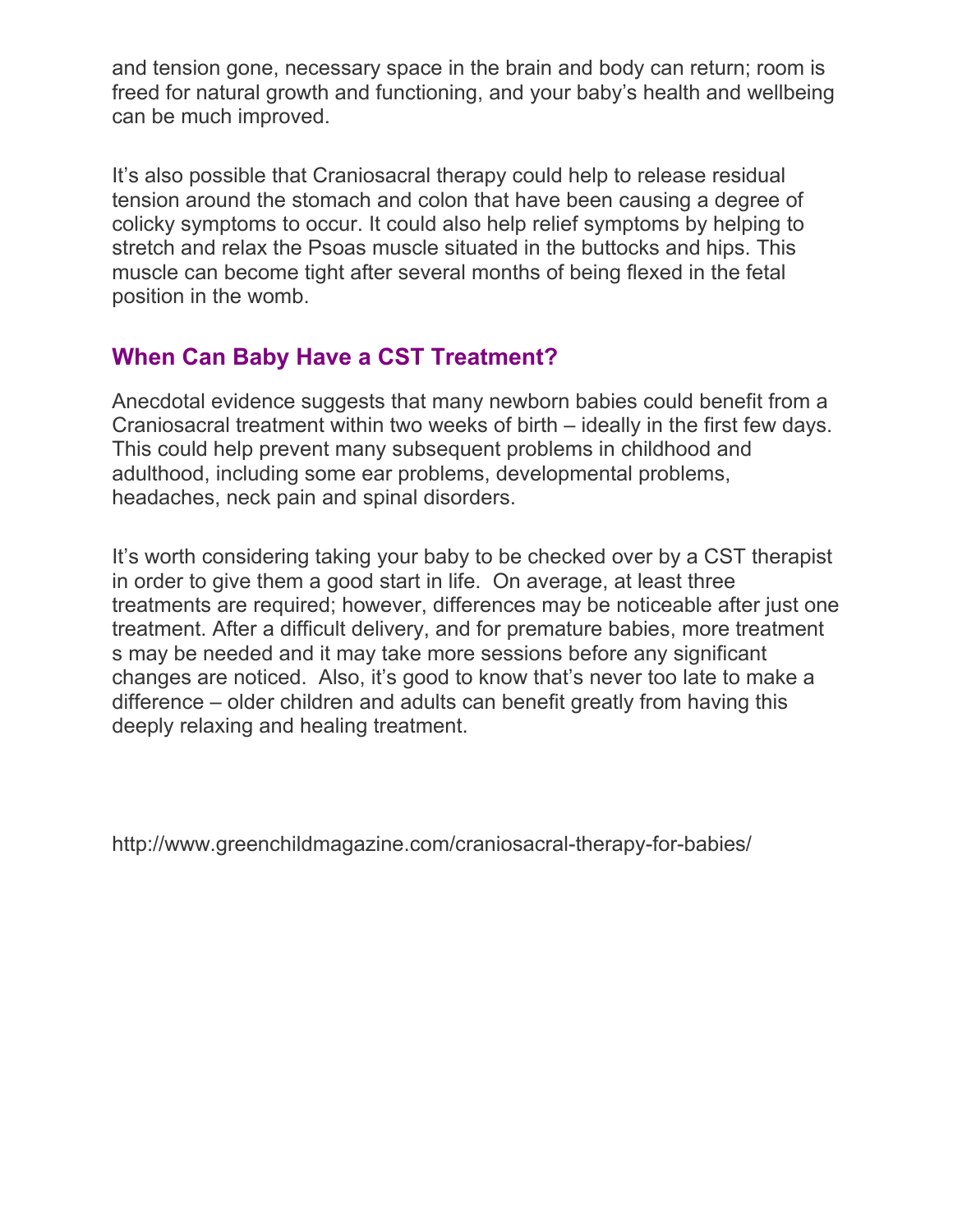and tension gone, necessary space in the brain and body can return; room is freed for natural growth and functioning, and your baby's health and wellbeing can be much improved.

It's also possible that Craniosacral therapy could help to release residual tension around the stomach and colon that have been causing a degree of colicky symptoms to occur. It could also help relief symptoms by helping to stretch and relax the Psoas muscle situated in the buttocks and hips. This muscle can become tight after several months of being flexed in the fetal position in the womb.

## When Can Baby Have a CST Treatment?

Anecdotal evidence suggests that many newborn babies could benefit from a Craniosacral treatment within two weeks of birth – ideally in the first few days. This could help prevent many subsequent problems in childhood and adulthood, including some ear problems, developmental problems, headaches, neck pain and spinal disorders.

It's worth considering taking your baby to be checked over by a CST therapist in order to give them a good start in life. On average, at least three treatments are required; however, differences may be noticeable after just one treatment. After a difficult delivery, and for premature babies, more treatment s may be needed and it may take more sessions before any significant changes are noticed. Also, it's good to know that's never too late to make a difference – older children and adults can benefit greatly from having this deeply relaxing and healing treatment.

http://www.greenchildmagazine.com/craniosacral-therapy-for-babies/